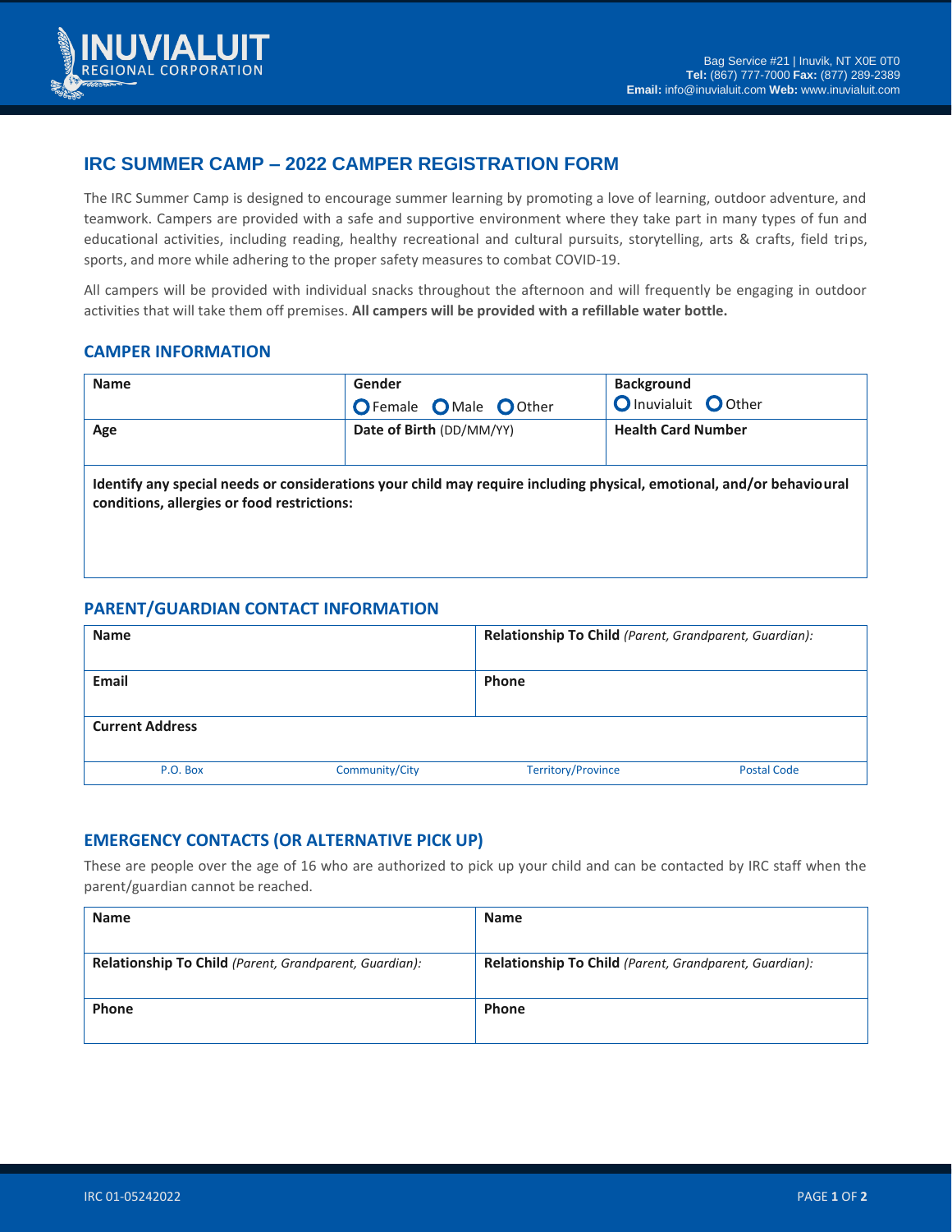INUVIALUIT REGIONAL CORPORATION

Bag Service #21 | Inuvik, NT X0E 0T0
**Tel:** (867) 777-7000 **Fax:** (877) 289-2389
**Email:** info@inuvialuit.com **Web:** www.inuvialuit.com

# IRC SUMMER CAMP – 2022 CAMPER REGISTRATION FORM

The IRC Summer Camp is designed to encourage summer learning by promoting a love of learning, outdoor adventure, and teamwork. Campers are provided with a safe and supportive environment where they take part in many types of fun and educational activities, including reading, healthy recreational and cultural pursuits, storytelling, arts & crafts, field trips, sports, and more while adhering to the proper safety measures to combat COVID-19.

All campers will be provided with individual snacks throughout the afternoon and will frequently be engaging in outdoor activities that will take them off premises. **All campers will be provided with a refillable water bottle.**

## CAMPER INFORMATION

| **Name** | **Gender** ○ Female ○ Male ○ Other | **Background** ○ Inuvialuit ○ Other |
|---|---|---|
| **Age** | **Date of Birth** (DD/MM/YY) | **Health Card Number** |

**Identify any special needs or considerations your child may require including physical, emotional, and/or behavioural conditions, allergies or food restrictions:**

## PARENT/GUARDIAN CONTACT INFORMATION

| **Name** | | **Relationship To Child** *(Parent, Grandparent, Guardian):* | |
|---|---|---|---|
| **Email** | | **Phone** | |
| **Current Address** | | | |
| P.O. Box | Community/City | Territory/Province | Postal Code |

## EMERGENCY CONTACTS (OR ALTERNATIVE PICK UP)

These are people over the age of 16 who are authorized to pick up your child and can be contacted by IRC staff when the parent/guardian cannot be reached.

| **Name** | **Name** |
|---|---|
| **Relationship To Child** *(Parent, Grandparent, Guardian):* | **Relationship To Child** *(Parent, Grandparent, Guardian):* |
| **Phone** | **Phone** |

IRC 01-05242022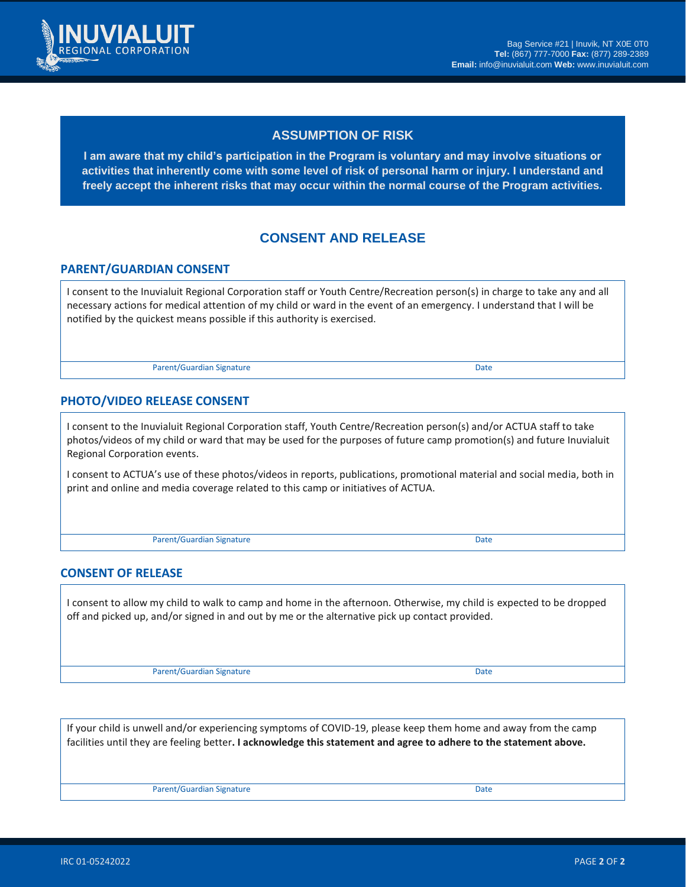INUVIALUIT REGIONAL CORPORATION

Bag Service #21 | Inuvik, NT X0E 0T0
**Tel:** (867) 777-7000 **Fax:** (877) 289-2389
**Email:** info@inuvialuit.com **Web:** www.inuvialuit.com

## ASSUMPTION OF RISK

**I am aware that my child's participation in the Program is voluntary and may involve situations or activities that inherently come with some level of risk of personal harm or injury. I understand and freely accept the inherent risks that may occur within the normal course of the Program activities.**

## CONSENT AND RELEASE

### PARENT/GUARDIAN CONSENT

I consent to the Inuvialuit Regional Corporation staff or Youth Centre/Recreation person(s) in charge to take any and all necessary actions for medical attention of my child or ward in the event of an emergency. I understand that I will be notified by the quickest means possible if this authority is exercised.

Parent/Guardian Signature                Date

### PHOTO/VIDEO RELEASE CONSENT

I consent to the Inuvialuit Regional Corporation staff, Youth Centre/Recreation person(s) and/or ACTUA staff to take photos/videos of my child or ward that may be used for the purposes of future camp promotion(s) and future Inuvialuit Regional Corporation events.

I consent to ACTUA's use of these photos/videos in reports, publications, promotional material and social media, both in print and online and media coverage related to this camp or initiatives of ACTUA.

Parent/Guardian Signature                Date

### CONSENT OF RELEASE

I consent to allow my child to walk to camp and home in the afternoon. Otherwise, my child is expected to be dropped off and picked up, and/or signed in and out by me or the alternative pick up contact provided.

Parent/Guardian Signature                Date

If your child is unwell and/or experiencing symptoms of COVID-19, please keep them home and away from the camp facilities until they are feeling better**. I acknowledge this statement and agree to adhere to the statement above.**

Parent/Guardian Signature                Date

IRC 01-05242022